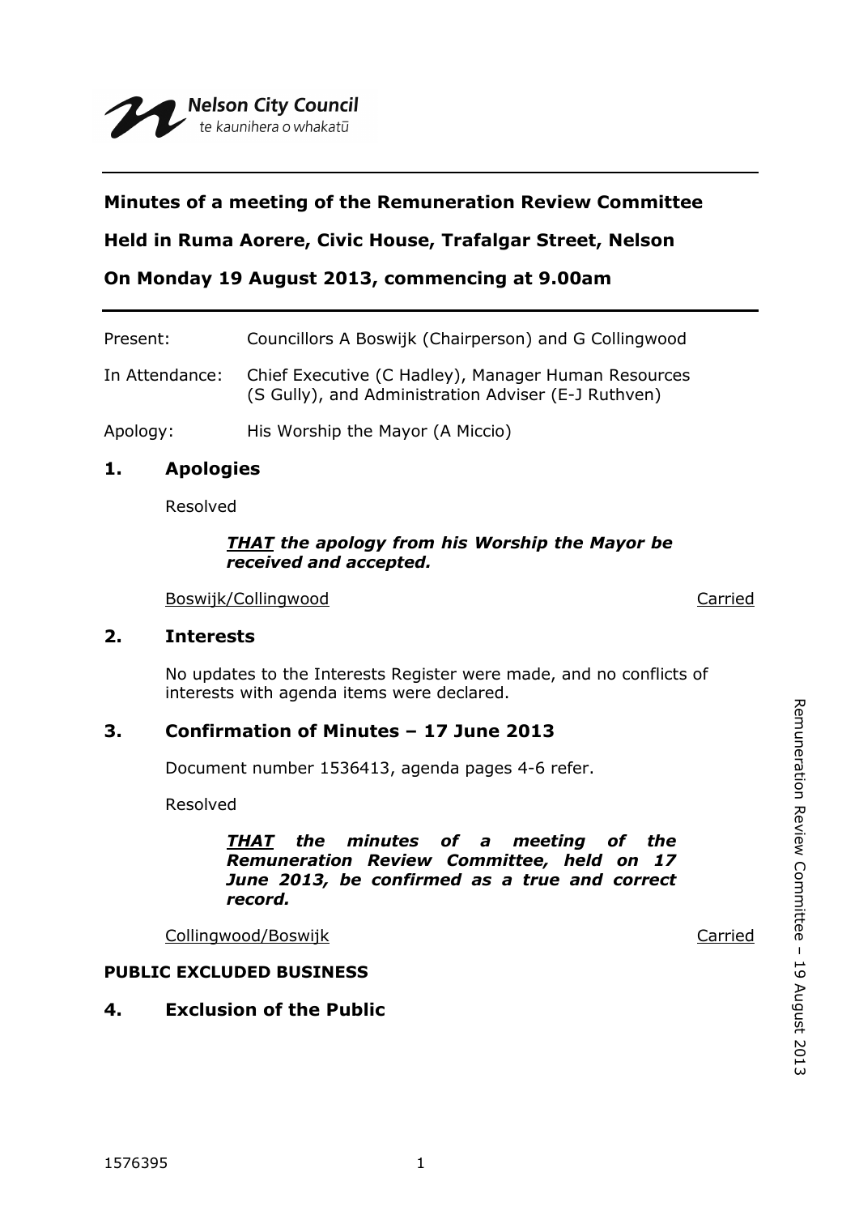Nelson City Council
te kaunihera o whakatū

---

**Minutes of a meeting of the Remuneration Review Committee**

**Held in Ruma Aorere, Civic House, Trafalgar Street, Nelson**

**On Monday 19 August 2013, commencing at 9.00am**

---

Present: Councillors A Boswijk (Chairperson) and G Collingwood

In Attendance: Chief Executive (C Hadley), Manager Human Resources (S Gully), and Administration Adviser (E-J Ruthven)

Apology: His Worship the Mayor (A Miccio)

## 1. Apologies

Resolved

***THAT** the apology from his Worship the Mayor be received and accepted.*

Boswijk/Collingwood — Carried

## 2. Interests

No updates to the Interests Register were made, and no conflicts of interests with agenda items were declared.

## 3. Confirmation of Minutes – 17 June 2013

Document number 1536413, agenda pages 4-6 refer.

Resolved

***THAT** the minutes of a meeting of the Remuneration Review Committee, held on 17 June 2013, be confirmed as a true and correct record.*

Collingwood/Boswijk — Carried

**PUBLIC EXCLUDED BUSINESS**

## 4. Exclusion of the Public

1576395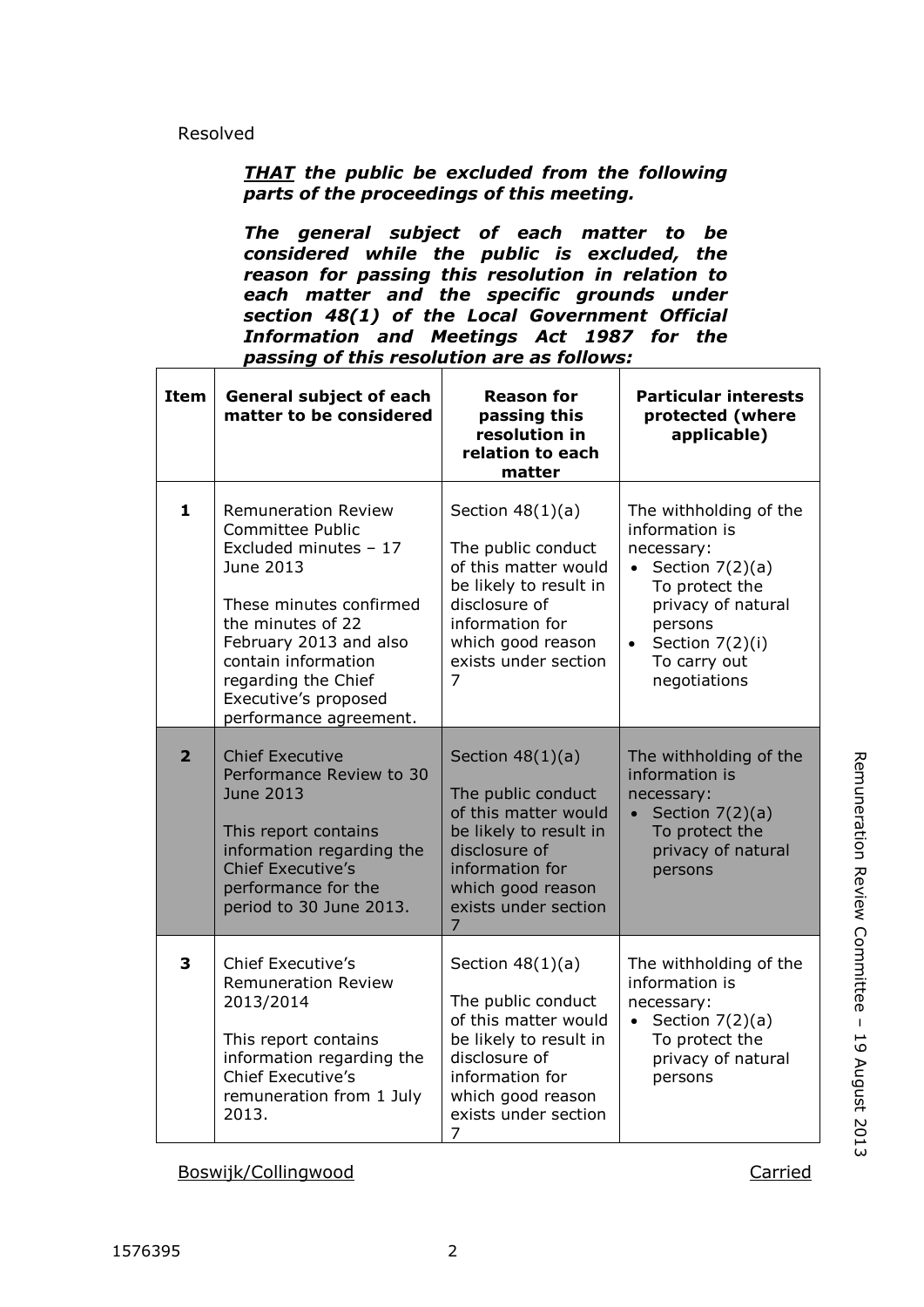Resolved

> ***<u>THAT</u> the public be excluded from the following parts of the proceedings of this meeting.***
>
> ***The general subject of each matter to be considered while the public is excluded, the reason for passing this resolution in relation to each matter and the specific grounds under section 48(1) of the Local Government Official Information and Meetings Act 1987 for the passing of this resolution are as follows:***

| Item | General subject of each matter to be considered | Reason for passing this resolution in relation to each matter | Particular interests protected (where applicable) |
|---|---|---|---|
| **1** | Remuneration Review Committee Public Excluded minutes – 17 June 2013<br><br>These minutes confirmed the minutes of 22 February 2013 and also contain information regarding the Chief Executive's proposed performance agreement. | Section 48(1)(a)<br><br>The public conduct of this matter would be likely to result in disclosure of information for which good reason exists under section 7 | The withholding of the information is necessary:<br>• Section 7(2)(a) To protect the privacy of natural persons<br>• Section 7(2)(i) To carry out negotiations |
| **2** | Chief Executive Performance Review to 30 June 2013<br><br>This report contains information regarding the Chief Executive's performance for the period to 30 June 2013. | Section 48(1)(a)<br><br>The public conduct of this matter would be likely to result in disclosure of information for which good reason exists under section 7 | The withholding of the information is necessary:<br>• Section 7(2)(a) To protect the privacy of natural persons |
| **3** | Chief Executive's Remuneration Review 2013/2014<br><br>This report contains information regarding the Chief Executive's remuneration from 1 July 2013. | Section 48(1)(a)<br><br>The public conduct of this matter would be likely to result in disclosure of information for which good reason exists under section 7 | The withholding of the information is necessary:<br>• Section 7(2)(a) To protect the privacy of natural persons |

<u>Boswijk/Collingwood</u> <u>Carried</u>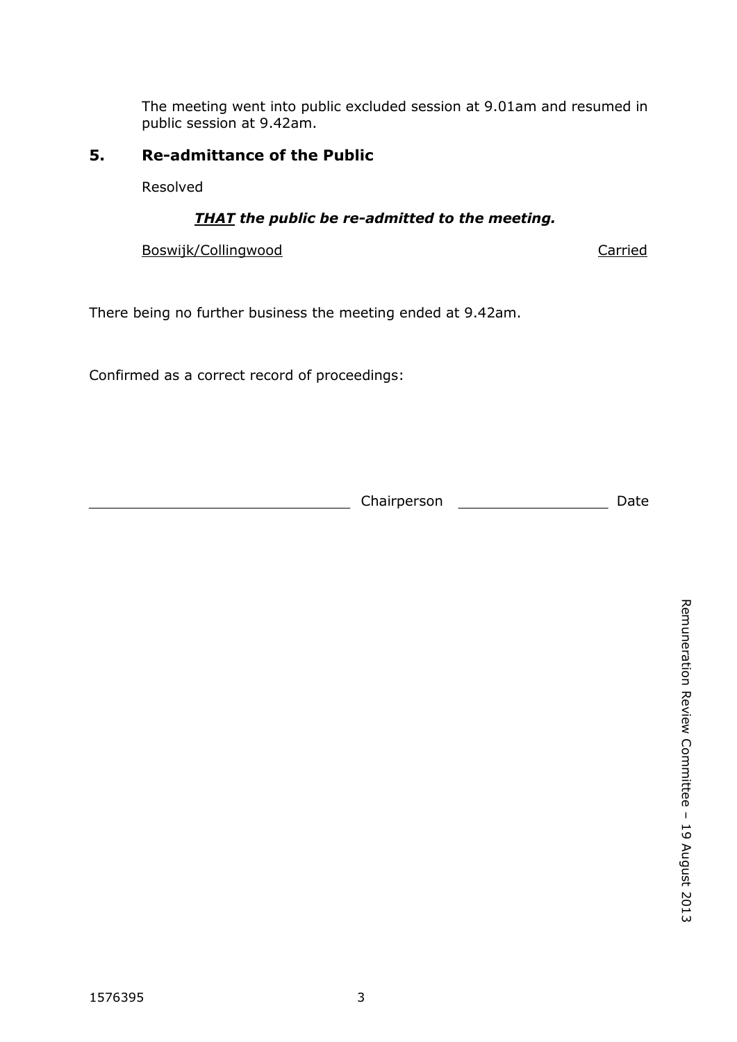The meeting went into public excluded session at 9.01am and resumed in public session at 9.42am.

## 5. Re-admittance of the Public

Resolved

***THAT** the public be re-admitted to the meeting.*

Boswijk/Collingwood — Carried

There being no further business the meeting ended at 9.42am.

Confirmed as a correct record of proceedings:

\_\_\_\_\_\_\_\_\_\_\_\_\_\_\_\_\_\_\_\_\_\_\_\_\_\_\_\_\_\_ Chairperson \_\_\_\_\_\_\_\_\_\_\_\_\_\_\_\_\_\_ Date